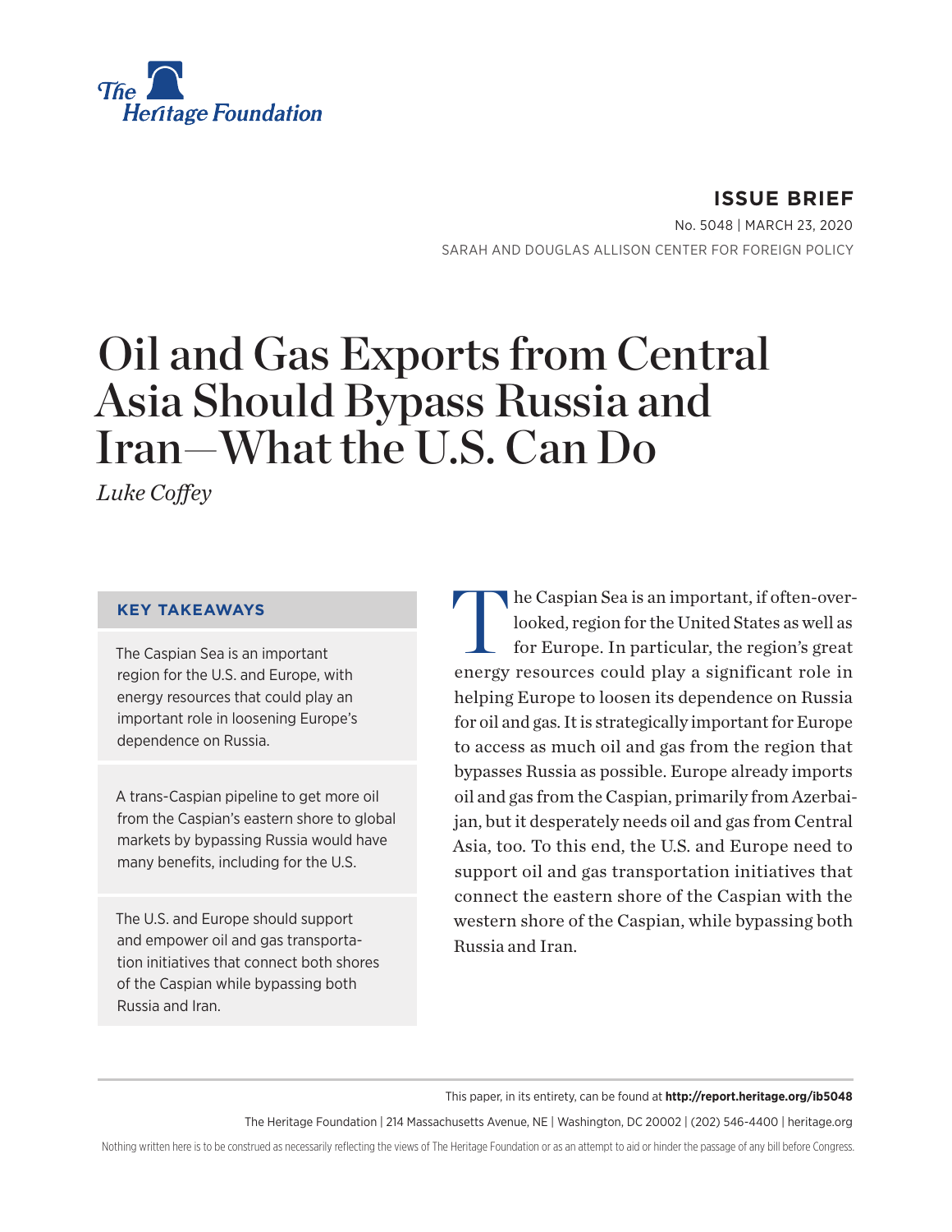**ISSUE BRIEF**

No. 5048 | MARCH 23, 2020

SARAH AND DOUGLAS ALLISON CENTER FOR FOREIGN POLICY

# Oil and Gas Exports from Central Asia Should Bypass Russia and Iran—What the U.S. Can Do

*Luke Coffey*

### KEY TAKEAWAYS

The Caspian Sea is an important region for the U.S. and Europe, with energy resources that could play an important role in loosening Europe's dependence on Russia.

A trans-Caspian pipeline to get more oil from the Caspian's eastern shore to global markets by bypassing Russia would have many benefits, including for the U.S.

The U.S. and Europe should support and empower oil and gas transportation initiatives that connect both shores of the Caspian while bypassing both Russia and Iran.

The Caspian Sea is an important, if often-overlooked, region for the United States as well as for Europe. In particular, the region's great energy resources could play a significant role in helping Europe to loosen its dependence on Russia for oil and gas. It is strategically important for Europe to access as much oil and gas from the region that bypasses Russia as possible. Europe already imports oil and gas from the Caspian, primarily from Azerbaijan, but it desperately needs oil and gas from Central Asia, too. To this end, the U.S. and Europe need to support oil and gas transportation initiatives that connect the eastern shore of the Caspian with the western shore of the Caspian, while bypassing both Russia and Iran.

This paper, in its entirety, can be found at **http://report.heritage.org/ib5048**

The Heritage Foundation | 214 Massachusetts Avenue, NE | Washington, DC 20002 | (202) 546-4400 | heritage.org

Nothing written here is to be construed as necessarily reflecting the views of The Heritage Foundation or as an attempt to aid or hinder the passage of any bill before Congress.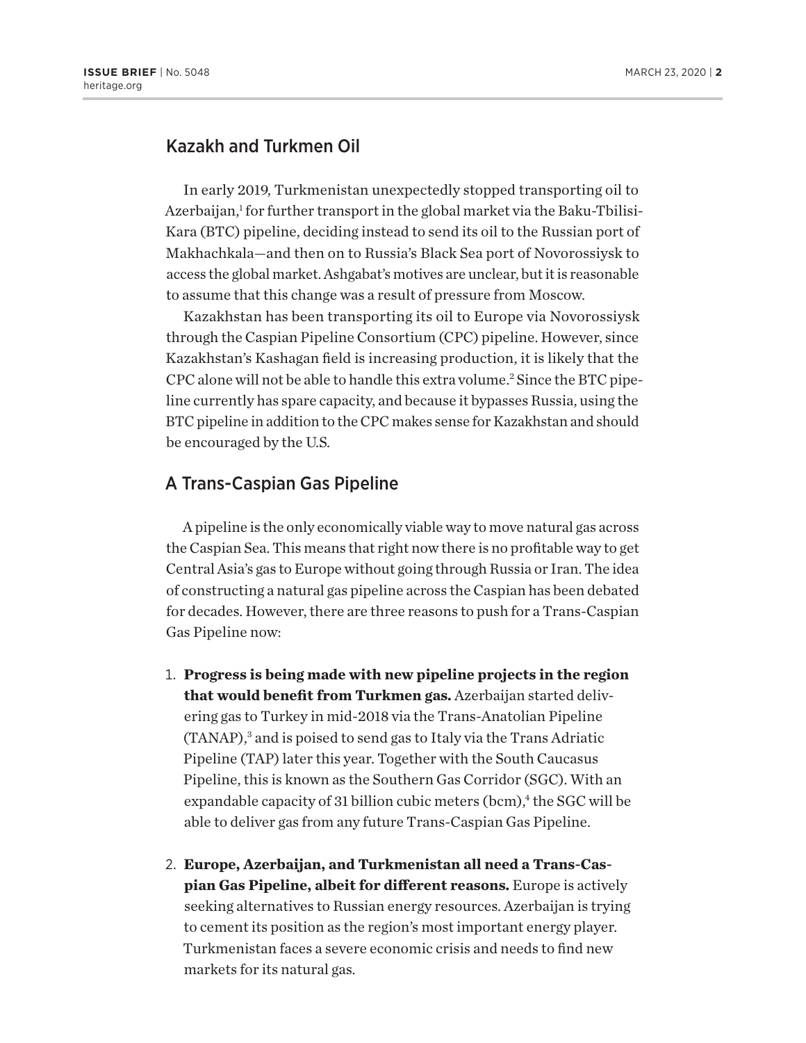## Kazakh and Turkmen Oil

In early 2019, Turkmenistan unexpectedly stopped transporting oil to Azerbaijan,[1] for further transport in the global market via the Baku-Tbilisi-Kara (BTC) pipeline, deciding instead to send its oil to the Russian port of Makhachkala—and then on to Russia's Black Sea port of Novorossiysk to access the global market. Ashgabat's motives are unclear, but it is reasonable to assume that this change was a result of pressure from Moscow.

Kazakhstan has been transporting its oil to Europe via Novorossiysk through the Caspian Pipeline Consortium (CPC) pipeline. However, since Kazakhstan's Kashagan field is increasing production, it is likely that the CPC alone will not be able to handle this extra volume.[2] Since the BTC pipeline currently has spare capacity, and because it bypasses Russia, using the BTC pipeline in addition to the CPC makes sense for Kazakhstan and should be encouraged by the U.S.

## A Trans-Caspian Gas Pipeline

A pipeline is the only economically viable way to move natural gas across the Caspian Sea. This means that right now there is no profitable way to get Central Asia's gas to Europe without going through Russia or Iran. The idea of constructing a natural gas pipeline across the Caspian has been debated for decades. However, there are three reasons to push for a Trans-Caspian Gas Pipeline now:

1. **Progress is being made with new pipeline projects in the region that would benefit from Turkmen gas.** Azerbaijan started delivering gas to Turkey in mid-2018 via the Trans-Anatolian Pipeline (TANAP),[3] and is poised to send gas to Italy via the Trans Adriatic Pipeline (TAP) later this year. Together with the South Caucasus Pipeline, this is known as the Southern Gas Corridor (SGC). With an expandable capacity of 31 billion cubic meters (bcm),[4] the SGC will be able to deliver gas from any future Trans-Caspian Gas Pipeline.

2. **Europe, Azerbaijan, and Turkmenistan all need a Trans-Caspian Gas Pipeline, albeit for different reasons.** Europe is actively seeking alternatives to Russian energy resources. Azerbaijan is trying to cement its position as the region's most important energy player. Turkmenistan faces a severe economic crisis and needs to find new markets for its natural gas.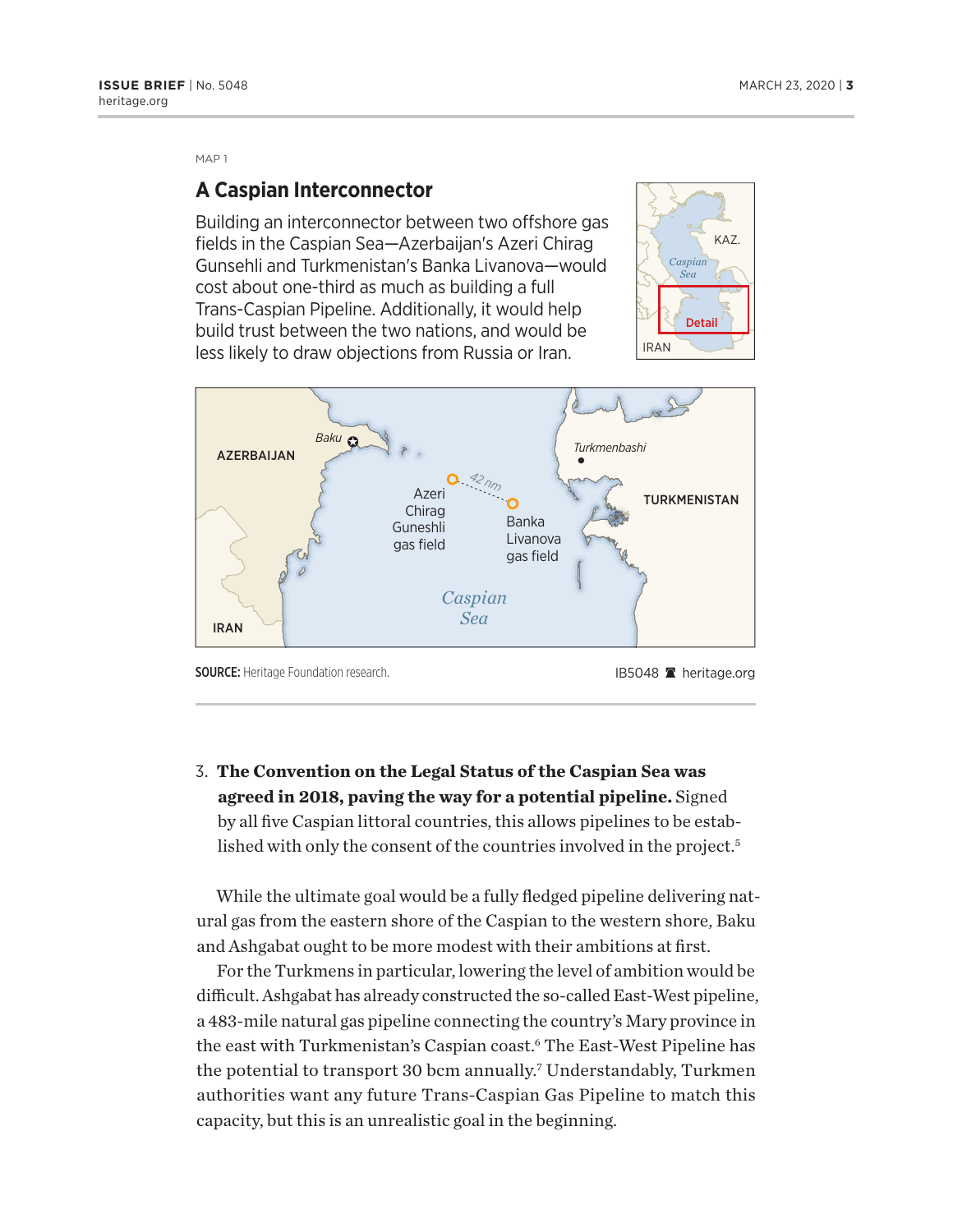MAP 1

## A Caspian Interconnector

Building an interconnector between two offshore gas fields in the Caspian Sea—Azerbaijan's Azeri Chirag Gunsehli and Turkmenistan's Banka Livanova—would cost about one-third as much as building a full Trans-Caspian Pipeline. Additionally, it would help build trust between the two nations, and would be less likely to draw objections from Russia or Iran.

KAZ. Caspian Sea Detail IRAN

AZERBAIJAN Baku Azeri Chirag Guneshli gas field 42 nm Banka Livanova gas field Turkmenbashi TURKMENISTAN IRAN Caspian Sea

**SOURCE:** Heritage Foundation research.

IB5048 heritage.org

3. **The Convention on the Legal Status of the Caspian Sea was agreed in 2018, paving the way for a potential pipeline.** Signed by all five Caspian littoral countries, this allows pipelines to be established with only the consent of the countries involved in the project.[5]

While the ultimate goal would be a fully fledged pipeline delivering natural gas from the eastern shore of the Caspian to the western shore, Baku and Ashgabat ought to be more modest with their ambitions at first.

For the Turkmens in particular, lowering the level of ambition would be difficult. Ashgabat has already constructed the so-called East-West pipeline, a 483-mile natural gas pipeline connecting the country's Mary province in the east with Turkmenistan's Caspian coast.[6] The East-West Pipeline has the potential to transport 30 bcm annually.[7] Understandably, Turkmen authorities want any future Trans-Caspian Gas Pipeline to match this capacity, but this is an unrealistic goal in the beginning.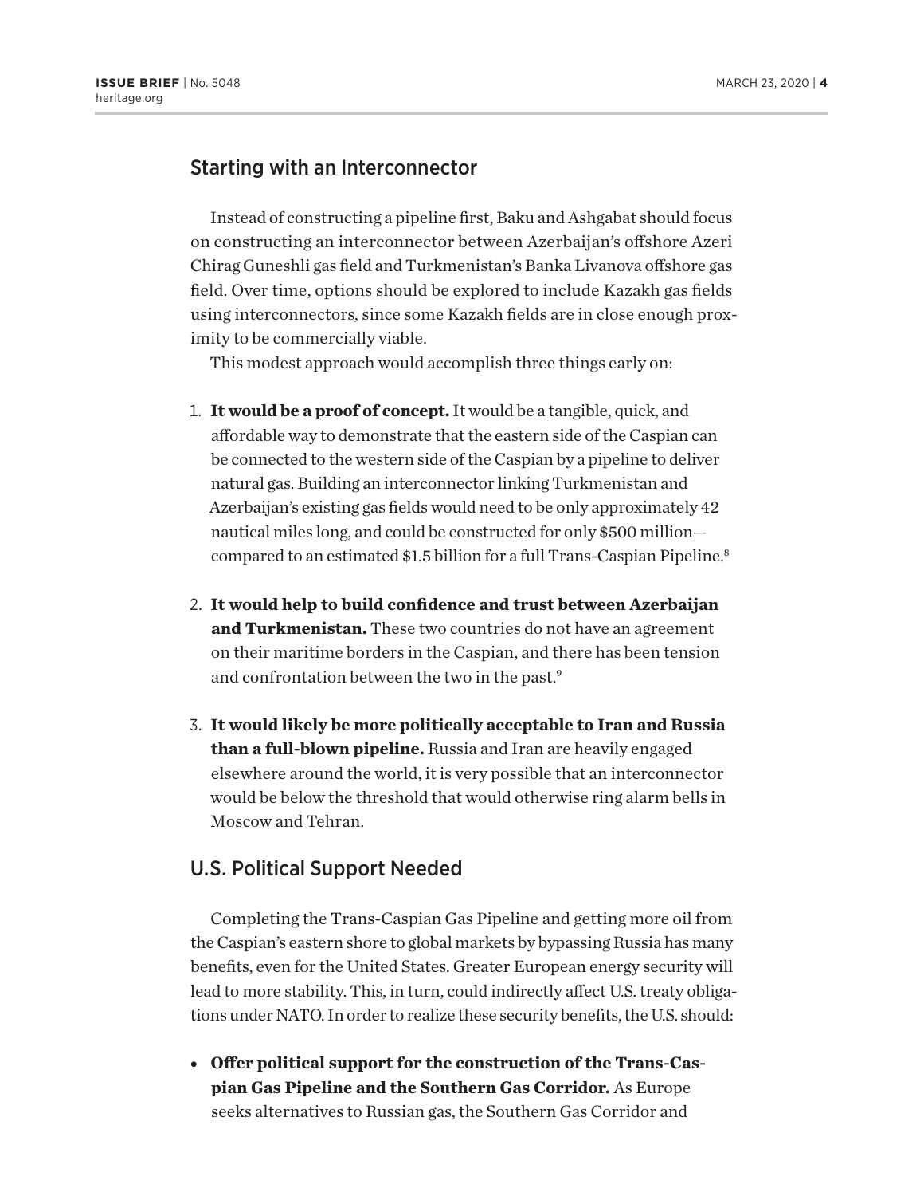## Starting with an Interconnector

Instead of constructing a pipeline first, Baku and Ashgabat should focus on constructing an interconnector between Azerbaijan's offshore Azeri Chirag Guneshli gas field and Turkmenistan's Banka Livanova offshore gas field. Over time, options should be explored to include Kazakh gas fields using interconnectors, since some Kazakh fields are in close enough proximity to be commercially viable.

This modest approach would accomplish three things early on:

1. **It would be a proof of concept.** It would be a tangible, quick, and affordable way to demonstrate that the eastern side of the Caspian can be connected to the western side of the Caspian by a pipeline to deliver natural gas. Building an interconnector linking Turkmenistan and Azerbaijan's existing gas fields would need to be only approximately 42 nautical miles long, and could be constructed for only $500 million—compared to an estimated $1.5 billion for a full Trans-Caspian Pipeline.[8]

2. **It would help to build confidence and trust between Azerbaijan and Turkmenistan.** These two countries do not have an agreement on their maritime borders in the Caspian, and there has been tension and confrontation between the two in the past.[9]

3. **It would likely be more politically acceptable to Iran and Russia than a full-blown pipeline.** Russia and Iran are heavily engaged elsewhere around the world, it is very possible that an interconnector would be below the threshold that would otherwise ring alarm bells in Moscow and Tehran.

## U.S. Political Support Needed

Completing the Trans-Caspian Gas Pipeline and getting more oil from the Caspian's eastern shore to global markets by bypassing Russia has many benefits, even for the United States. Greater European energy security will lead to more stability. This, in turn, could indirectly affect U.S. treaty obligations under NATO. In order to realize these security benefits, the U.S. should:

- **Offer political support for the construction of the Trans-Caspian Gas Pipeline and the Southern Gas Corridor.** As Europe seeks alternatives to Russian gas, the Southern Gas Corridor and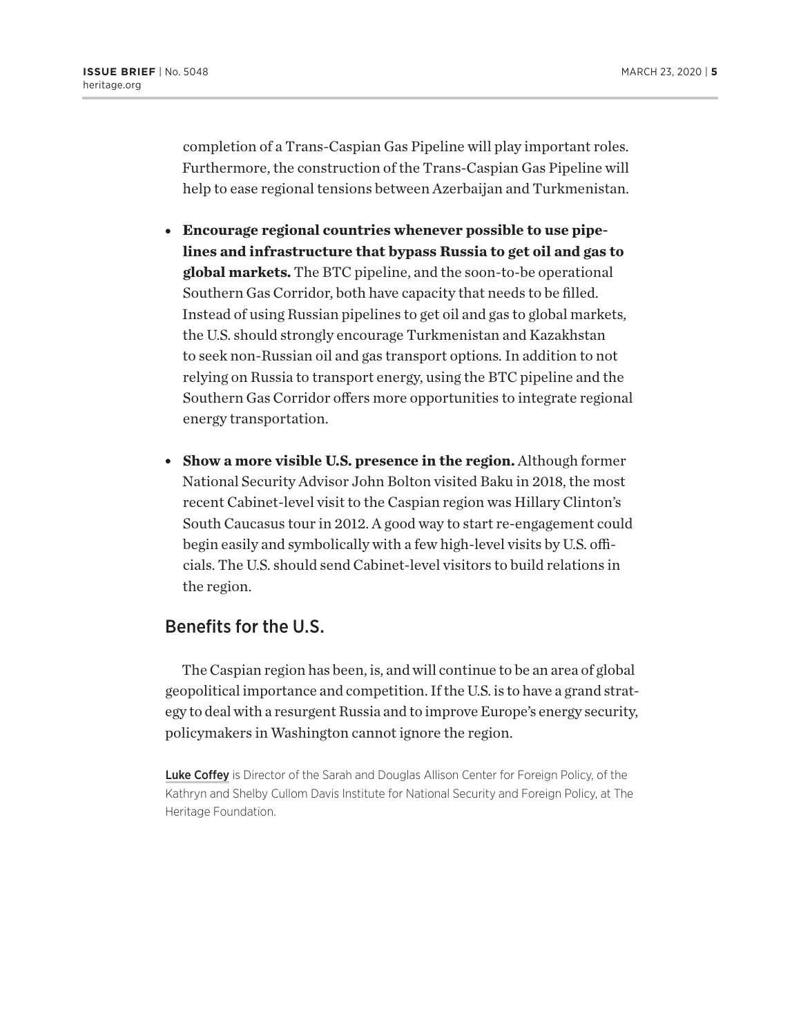completion of a Trans-Caspian Gas Pipeline will play important roles. Furthermore, the construction of the Trans-Caspian Gas Pipeline will help to ease regional tensions between Azerbaijan and Turkmenistan.

- **Encourage regional countries whenever possible to use pipelines and infrastructure that bypass Russia to get oil and gas to global markets.** The BTC pipeline, and the soon-to-be operational Southern Gas Corridor, both have capacity that needs to be filled. Instead of using Russian pipelines to get oil and gas to global markets, the U.S. should strongly encourage Turkmenistan and Kazakhstan to seek non-Russian oil and gas transport options. In addition to not relying on Russia to transport energy, using the BTC pipeline and the Southern Gas Corridor offers more opportunities to integrate regional energy transportation.

- **Show a more visible U.S. presence in the region.** Although former National Security Advisor John Bolton visited Baku in 2018, the most recent Cabinet-level visit to the Caspian region was Hillary Clinton's South Caucasus tour in 2012. A good way to start re-engagement could begin easily and symbolically with a few high-level visits by U.S. officials. The U.S. should send Cabinet-level visitors to build relations in the region.

## Benefits for the U.S.

The Caspian region has been, is, and will continue to be an area of global geopolitical importance and competition. If the U.S. is to have a grand strategy to deal with a resurgent Russia and to improve Europe's energy security, policymakers in Washington cannot ignore the region.

Luke Coffey is Director of the Sarah and Douglas Allison Center for Foreign Policy, of the Kathryn and Shelby Cullom Davis Institute for National Security and Foreign Policy, at The Heritage Foundation.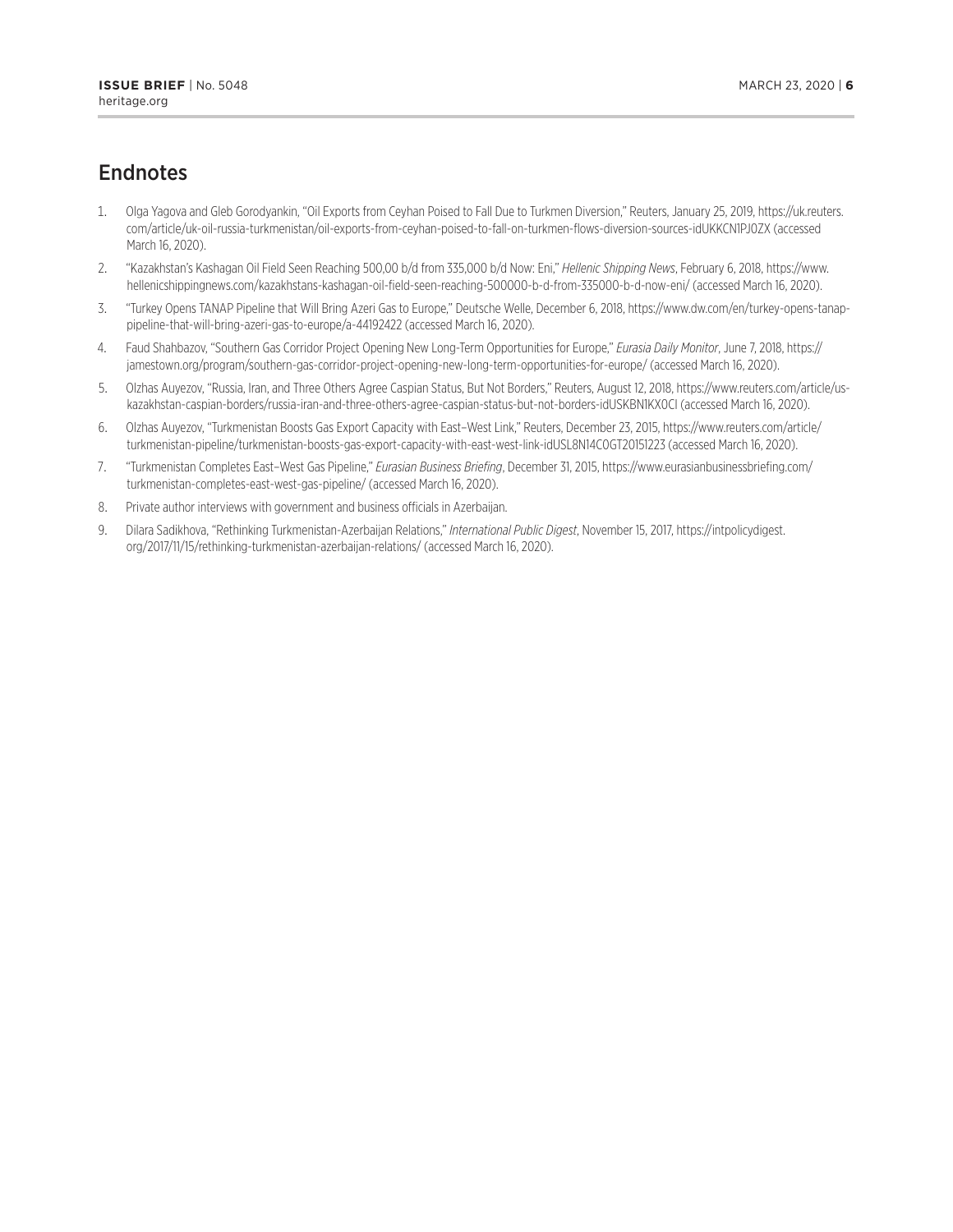## Endnotes

1. Olga Yagova and Gleb Gorodyankin, "Oil Exports from Ceyhan Poised to Fall Due to Turkmen Diversion," Reuters, January 25, 2019, https://uk.reuters.com/article/uk-oil-russia-turkmenistan/oil-exports-from-ceyhan-poised-to-fall-on-turkmen-flows-diversion-sources-idUKKCN1PJ0ZX (accessed March 16, 2020).
2. "Kazakhstan's Kashagan Oil Field Seen Reaching 500,00 b/d from 335,000 b/d Now: Eni," *Hellenic Shipping News*, February 6, 2018, https://www.hellenicshippingnews.com/kazakhstans-kashagan-oil-field-seen-reaching-500000-b-d-from-335000-b-d-now-eni/ (accessed March 16, 2020).
3. "Turkey Opens TANAP Pipeline that Will Bring Azeri Gas to Europe," Deutsche Welle, December 6, 2018, https://www.dw.com/en/turkey-opens-tanap-pipeline-that-will-bring-azeri-gas-to-europe/a-44192422 (accessed March 16, 2020).
4. Faud Shahbazov, "Southern Gas Corridor Project Opening New Long-Term Opportunities for Europe," *Eurasia Daily Monitor*, June 7, 2018, https://jamestown.org/program/southern-gas-corridor-project-opening-new-long-term-opportunities-for-europe/ (accessed March 16, 2020).
5. Olzhas Auyezov, "Russia, Iran, and Three Others Agree Caspian Status, But Not Borders," Reuters, August 12, 2018, https://www.reuters.com/article/us-kazakhstan-caspian-borders/russia-iran-and-three-others-agree-caspian-status-but-not-borders-idUSKBN1KX0CI (accessed March 16, 2020).
6. Olzhas Auyezov, "Turkmenistan Boosts Gas Export Capacity with East–West Link," Reuters, December 23, 2015, https://www.reuters.com/article/turkmenistan-pipeline/turkmenistan-boosts-gas-export-capacity-with-east-west-link-idUSL8N14C0GT20151223 (accessed March 16, 2020).
7. "Turkmenistan Completes East–West Gas Pipeline," *Eurasian Business Briefing*, December 31, 2015, https://www.eurasianbusinessbriefing.com/turkmenistan-completes-east-west-gas-pipeline/ (accessed March 16, 2020).
8. Private author interviews with government and business officials in Azerbaijan.
9. Dilara Sadikhova, "Rethinking Turkmenistan-Azerbaijan Relations," *International Public Digest*, November 15, 2017, https://intpolicydigest.org/2017/11/15/rethinking-turkmenistan-azerbaijan-relations/ (accessed March 16, 2020).